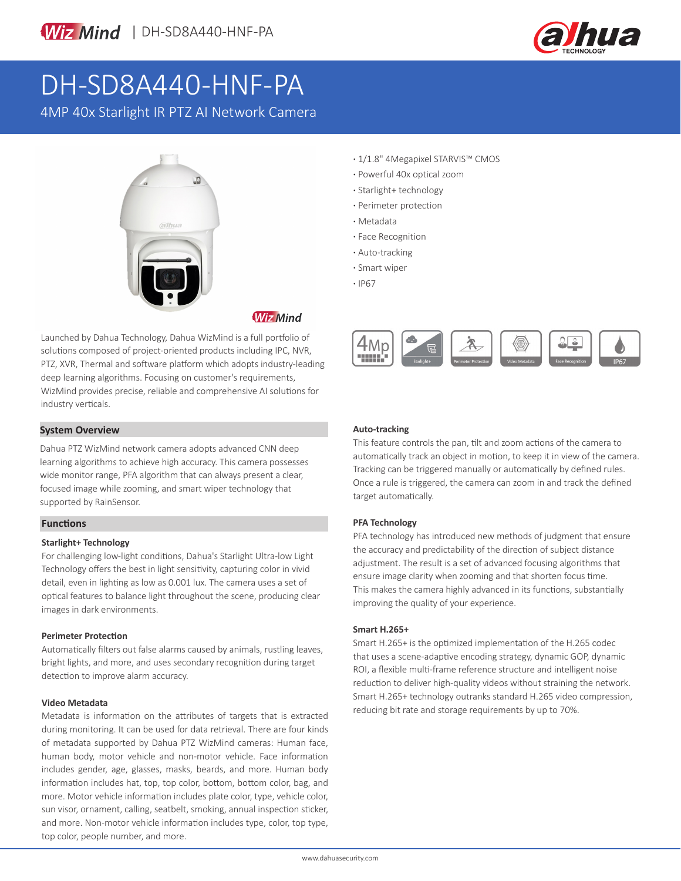# DH-SD8A440-HNF-PA

4MP 40x Starlight IR PTZ AI Network Camera

- 1/1.8" 4Megapixel STARVIS™ CMOS
- Powerful 40x optical zoom
- Starlight+ technology
- Perimeter protection
- Metadata
- Face Recognition
- Auto-tracking
- Smart wiper
- IP67

Launched by Dahua Technology, Dahua WizMind is a full portfolio of solutions composed of project-oriented products including IPC, NVR, PTZ, XVR, Thermal and software platform which adopts industry-leading deep learning algorithms. Focusing on customer's requirements, WizMind provides precise, reliable and comprehensive AI solutions for industry verticals.

## System Overview

Dahua PTZ WizMind network camera adopts advanced CNN deep learning algorithms to achieve high accuracy. This camera possesses wide monitor range, PFA algorithm that can always present a clear, focused image while zooming, and smart wiper technology that supported by RainSensor.

## Functions

### Starlight+ Technology

For challenging low-light conditions, Dahua's Starlight Ultra-low Light Technology offers the best in light sensitivity, capturing color in vivid detail, even in lighting as low as 0.001 lux. The camera uses a set of optical features to balance light throughout the scene, producing clear images in dark environments.

### Perimeter Protection

Automatically filters out false alarms caused by animals, rustling leaves, bright lights, and more, and uses secondary recognition during target detection to improve alarm accuracy.

### Video Metadata

Metadata is information on the attributes of targets that is extracted during monitoring. It can be used for data retrieval. There are four kinds of metadata supported by Dahua PTZ WizMind cameras: Human face, human body, motor vehicle and non-motor vehicle. Face information includes gender, age, glasses, masks, beards, and more. Human body information includes hat, top, top color, bottom, bottom color, bag, and more. Motor vehicle information includes plate color, type, vehicle color, sun visor, ornament, calling, seatbelt, smoking, annual inspection sticker, and more. Non-motor vehicle information includes type, color, top type, top color, people number, and more.

### Auto-tracking

This feature controls the pan, tilt and zoom actions of the camera to automatically track an object in motion, to keep it in view of the camera. Tracking can be triggered manually or automatically by defined rules. Once a rule is triggered, the camera can zoom in and track the defined target automatically.

### PFA Technology

PFA technology has introduced new methods of judgment that ensure the accuracy and predictability of the direction of subject distance adjustment. The result is a set of advanced focusing algorithms that ensure image clarity when zooming and that shorten focus time. This makes the camera highly advanced in its functions, substantially improving the quality of your experience.

### Smart H.265+

Smart H.265+ is the optimized implementation of the H.265 codec that uses a scene-adaptive encoding strategy, dynamic GOP, dynamic ROI, a flexible multi-frame reference structure and intelligent noise reduction to deliver high-quality videos without straining the network. Smart H.265+ technology outranks standard H.265 video compression, reducing bit rate and storage requirements by up to 70%.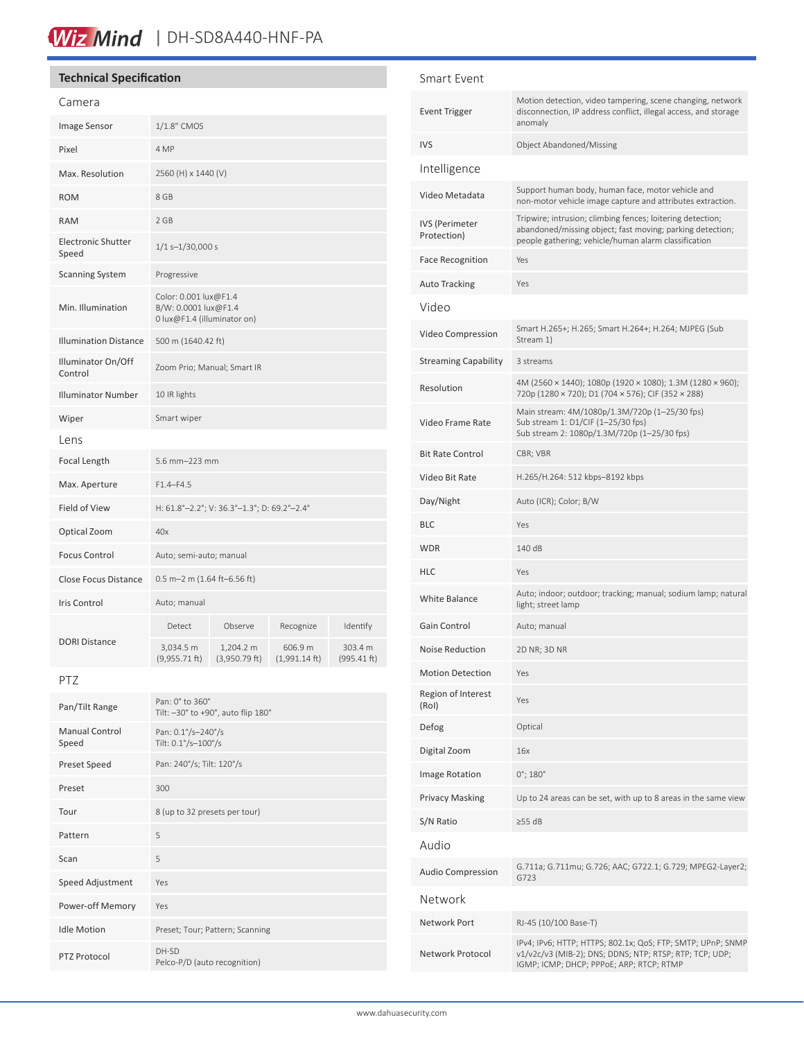## Technical Specification

### Camera

| | |
|---|---|
| Image Sensor | 1/1.8" CMOS |
| Pixel | 4 MP |
| Max. Resolution | 2560 (H) x 1440 (V) |
| ROM | 8 GB |
| RAM | 2 GB |
| Electronic Shutter Speed | 1/1 s–1/30,000 s |
| Scanning System | Progressive |
| Min. Illumination | Color: 0.001 lux@F1.4<br>B/W: 0.0001 lux@F1.4<br>0 lux@F1.4 (illuminator on) |
| Illumination Distance | 500 m (1640.42 ft) |
| Illuminator On/Off Control | Zoom Prio; Manual; Smart IR |
| Illuminator Number | 10 IR lights |
| Wiper | Smart wiper |

### Lens

| | | | | |
|---|---|---|---|---|
| Focal Length | 5.6 mm–223 mm | | | |
| Max. Aperture | F1.4–F4.5 | | | |
| Field of View | H: 61.8°–2.2°; V: 36.3°–1.3°; D: 69.2°–2.4° | | | |
| Optical Zoom | 40x | | | |
| Focus Control | Auto; semi-auto; manual | | | |
| Close Focus Distance | 0.5 m–2 m (1.64 ft–6.56 ft) | | | |
| Iris Control | Auto; manual | | | |
| DORI Distance | Detect | Observe | Recognize | Identify |
| | 3,034.5 m (9,955.71 ft) | 1,204.2 m (3,950.79 ft) | 606.9 m (1,991.14 ft) | 303.4 m (995.41 ft) |

### PTZ

| | |
|---|---|
| Pan/Tilt Range | Pan: 0° to 360°<br>Tilt: –30° to +90°, auto flip 180° |
| Manual Control Speed | Pan: 0.1°/s–240°/s<br>Tilt: 0.1°/s–100°/s |
| Preset Speed | Pan: 240°/s; Tilt: 120°/s |
| Preset | 300 |
| Tour | 8 (up to 32 presets per tour) |
| Pattern | 5 |
| Scan | 5 |
| Speed Adjustment | Yes |
| Power-off Memory | Yes |
| Idle Motion | Preset; Tour; Pattern; Scanning |
| PTZ Protocol | DH-SD<br>Pelco-P/D (auto recognition) |

### Smart Event

| | |
|---|---|
| Event Trigger | Motion detection, video tampering, scene changing, network disconnection, IP address conflict, illegal access, and storage anomaly |
| IVS | Object Abandoned/Missing |

### Intelligence

| | |
|---|---|
| Video Metadata | Support human body, human face, motor vehicle and non-motor vehicle image capture and attributes extraction. |
| IVS (Perimeter Protection) | Tripwire; intrusion; climbing fences; loitering detection; abandoned/missing object; fast moving; parking detection; people gathering; vehicle/human alarm classification |
| Face Recognition | Yes |
| Auto Tracking | Yes |

### Video

| | |
|---|---|
| Video Compression | Smart H.265+; H.265; Smart H.264+; H.264; MJPEG (Sub Stream 1) |
| Streaming Capability | 3 streams |
| Resolution | 4M (2560 × 1440); 1080p (1920 × 1080); 1.3M (1280 × 960); 720p (1280 × 720); D1 (704 × 576); CIF (352 × 288) |
| Video Frame Rate | Main stream: 4M/1080p/1.3M/720p (1–25/30 fps)<br>Sub stream 1: D1/CIF (1–25/30 fps)<br>Sub stream 2: 1080p/1.3M/720p (1–25/30 fps) |
| Bit Rate Control | CBR; VBR |
| Video Bit Rate | H.265/H.264: 512 kbps–8192 kbps |
| Day/Night | Auto (ICR); Color; B/W |
| BLC | Yes |
| WDR | 140 dB |
| HLC | Yes |
| White Balance | Auto; indoor; outdoor; tracking; manual; sodium lamp; natural light; street lamp |
| Gain Control | Auto; manual |
| Noise Reduction | 2D NR; 3D NR |
| Motion Detection | Yes |
| Region of Interest (RoI) | Yes |
| Defog | Optical |
| Digital Zoom | 16x |
| Image Rotation | 0°; 180° |
| Privacy Masking | Up to 24 areas can be set, with up to 8 areas in the same view |
| S/N Ratio | ≥55 dB |

### Audio

| | |
|---|---|
| Audio Compression | G.711a; G.711mu; G.726; AAC; G722.1; G.729; MPEG2-Layer2; G723 |

### Network

| | |
|---|---|
| Network Port | RJ-45 (10/100 Base-T) |
| Network Protocol | IPv4; IPv6; HTTP; HTTPS; 802.1x; QoS; FTP; SMTP; UPnP; SNMP v1/v2c/v3 (MIB-2); DNS; DDNS; NTP; RTSP; RTP; TCP; UDP; IGMP; ICMP; DHCP; PPPoE; ARP; RTCP; RTMP |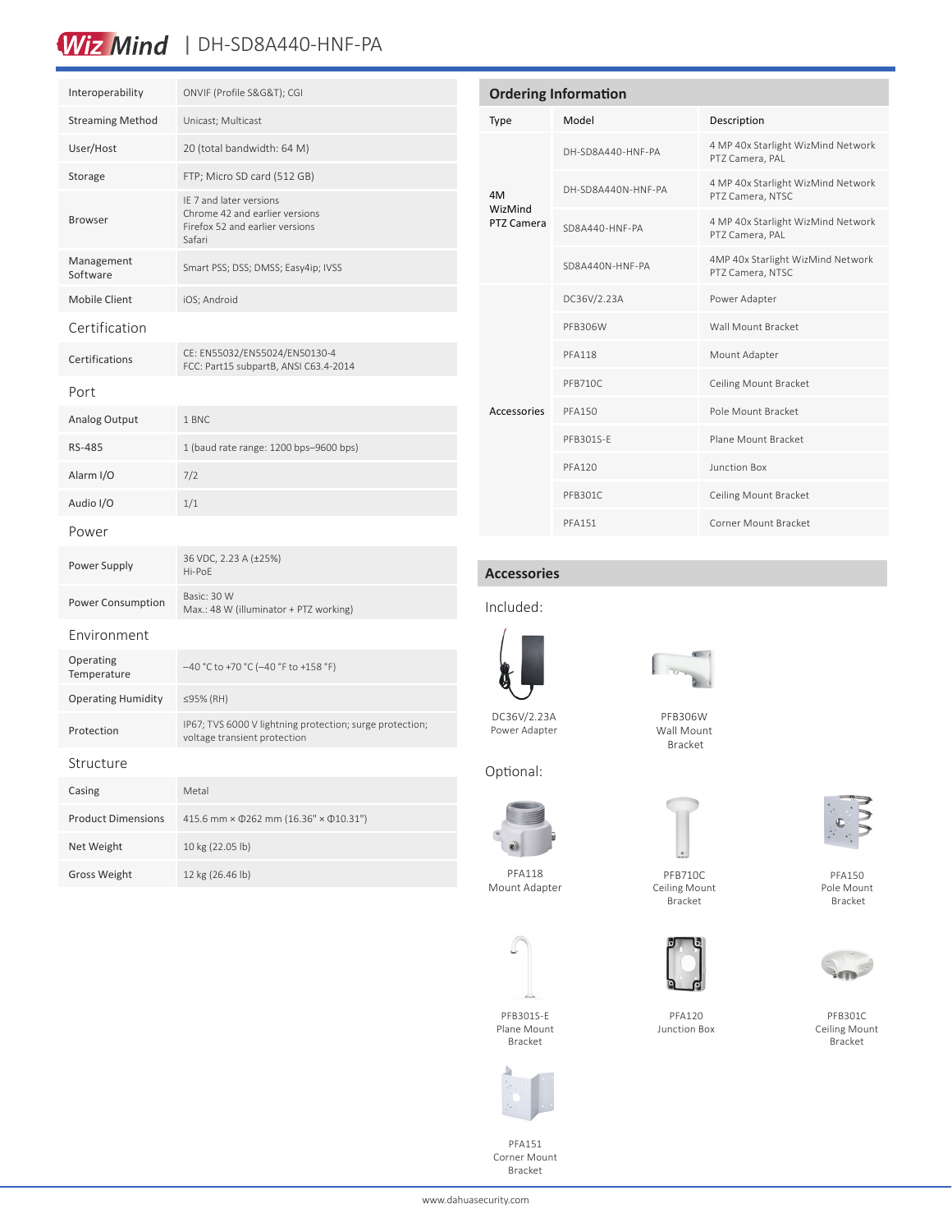| | |
|---|---|
| Interoperability | ONVIF (Profile S&G&T); CGI |
| Streaming Method | Unicast; Multicast |
| User/Host | 20 (total bandwidth: 64 M) |
| Storage | FTP; Micro SD card (512 GB) |
| Browser | IE 7 and later versions<br>Chrome 42 and earlier versions<br>Firefox 52 and earlier versions<br>Safari |
| Management Software | Smart PSS; DSS; DMSS; Easy4ip; IVSS |
| Mobile Client | iOS; Android |

## Certification

| | |
|---|---|
| Certifications | CE: EN55032/EN55024/EN50130-4<br>FCC: Part15 subpartB, ANSI C63.4-2014 |

## Port

| | |
|---|---|
| Analog Output | 1 BNC |
| RS-485 | 1 (baud rate range: 1200 bps–9600 bps) |
| Alarm I/O | 7/2 |
| Audio I/O | 1/1 |

## Power

| | |
|---|---|
| Power Supply | 36 VDC, 2.23 A (±25%)<br>Hi-PoE |
| Power Consumption | Basic: 30 W<br>Max.: 48 W (illuminator + PTZ working) |

## Environment

| | |
|---|---|
| Operating Temperature | –40 °C to +70 °C (–40 °F to +158 °F) |
| Operating Humidity | ≤95% (RH) |
| Protection | IP67; TVS 6000 V lightning protection; surge protection; voltage transient protection |

## Structure

| | |
|---|---|
| Casing | Metal |
| Product Dimensions | 415.6 mm × Φ262 mm (16.36" × Φ10.31") |
| Net Weight | 10 kg (22.05 lb) |
| Gross Weight | 12 kg (26.46 lb) |

## Ordering Information

| Type | Model | Description |
|---|---|---|
| 4M WizMind PTZ Camera | DH-SD8A440-HNF-PA | 4 MP 40x Starlight WizMind Network PTZ Camera, PAL |
| | DH-SD8A440N-HNF-PA | 4 MP 40x Starlight WizMind Network PTZ Camera, NTSC |
| | SD8A440-HNF-PA | 4 MP 40x Starlight WizMind Network PTZ Camera, PAL |
| | SD8A440N-HNF-PA | 4MP 40x Starlight WizMind Network PTZ Camera, NTSC |
| Accessories | DC36V/2.23A | Power Adapter |
| | PFB306W | Wall Mount Bracket |
| | PFA118 | Mount Adapter |
| | PFB710C | Ceiling Mount Bracket |
| | PFA150 | Pole Mount Bracket |
| | PFB301S-E | Plane Mount Bracket |
| | PFA120 | Junction Box |
| | PFB301C | Ceiling Mount Bracket |
| | PFA151 | Corner Mount Bracket |

## Accessories

Included:

DC36V/2.23A Power Adapter

PFB306W Wall Mount Bracket

Optional:

PFA118 Mount Adapter

PFB710C Ceiling Mount Bracket

PFA150 Pole Mount Bracket

PFB301S-E Plane Mount Bracket

PFA120 Junction Box

PFB301C Ceiling Mount Bracket

PFA151 Corner Mount Bracket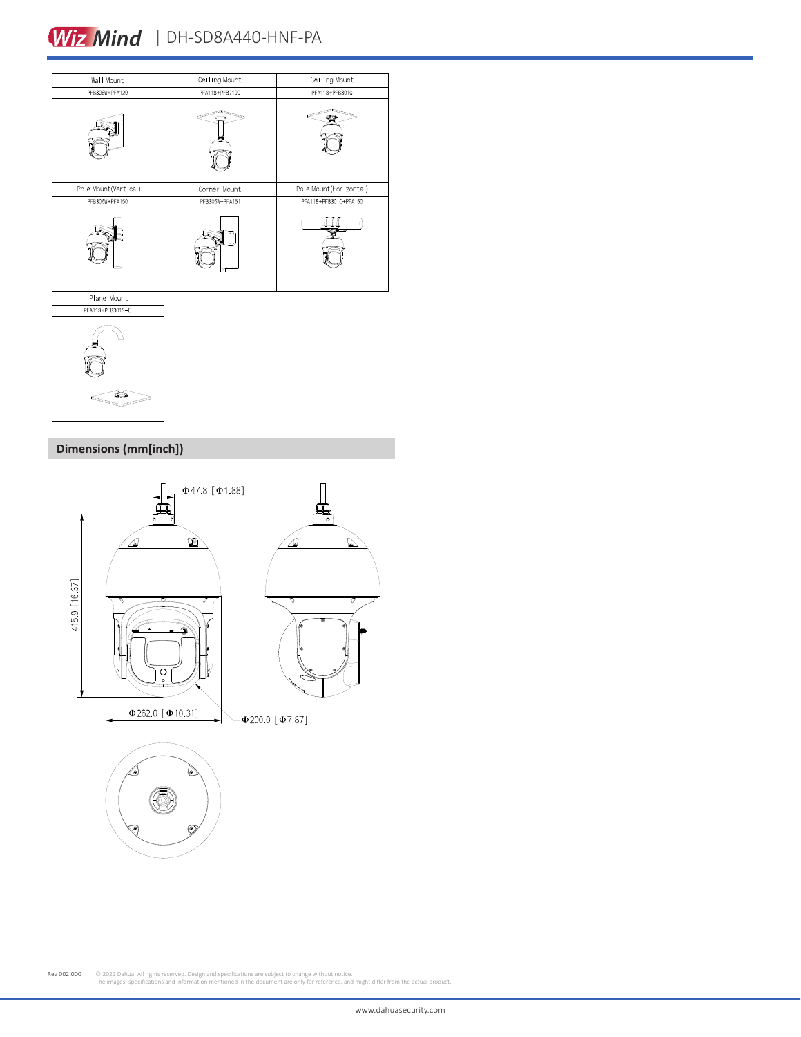| Wall Mount | Ceiling Mount | Ceiling Mount |
|---|---|---|
| PFB306W+PFA120 | PFA118+PFB710C | PFA118+PFB301C |
| Pole Mount(Vertical) | Corner Mount | Pole Mount(Horizontal) |
| PFB306W+PFA150 | PFB306W+PFA151 | PFA118+PFB301C+PFA150 |
| Plane Mount | | |
| PFA118+PFB301S-E | | |

## Dimensions (mm[inch])

Φ47.8 [Φ1.88]

415.9 [16.37]

Φ262.0 [Φ10.31]

Φ200.0 [Φ7.87]

Rev 002.000 © 2022 Dahua. All rights reserved. Design and specifications are subject to change without notice.
The images, specifications and information mentioned in the document are only for reference, and might differ from the actual product.

www.dahuasecurity.com